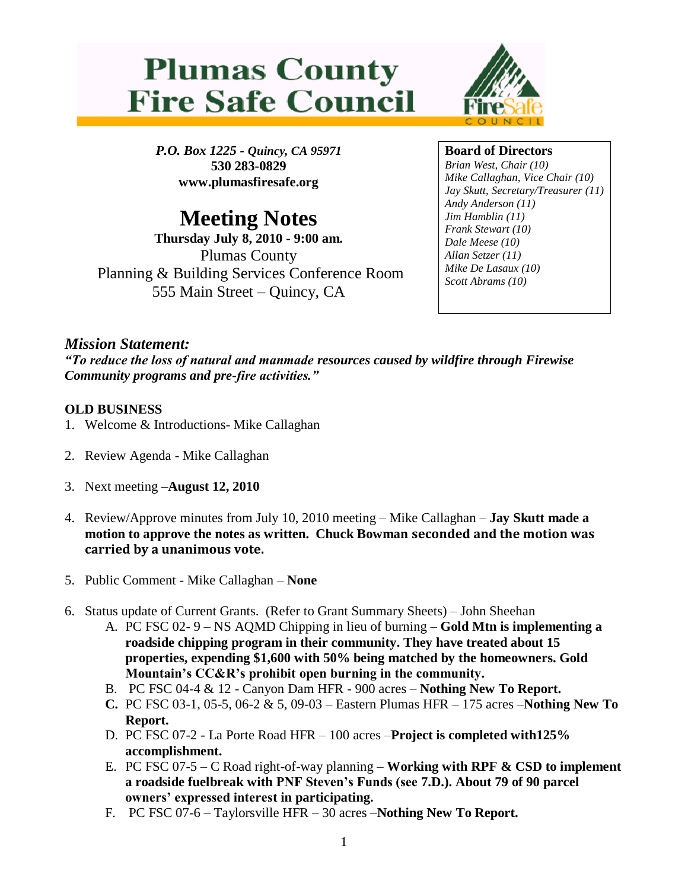# Plumas County Fire Safe Council

*P.O. Box 1225 - Quincy, CA 95971*
**530 283-0829**
**www.plumasfiresafe.org**

## Meeting Notes

**Thursday July 8, 2010 - 9:00 am.**
Plumas County
Planning & Building Services Conference Room
555 Main Street – Quincy, CA

**Board of Directors**
*Brian West, Chair (10)*
*Mike Callaghan, Vice Chair (10)*
*Jay Skutt, Secretary/Treasurer (11)*
*Andy Anderson (11)*
*Jim Hamblin (11)*
*Frank Stewart (10)*
*Dale Meese (10)*
*Allan Setzer (11)*
*Mike De Lasaux (10)*
*Scott Abrams (10)*

### *Mission Statement:*

***"To reduce the loss of natural and manmade resources caused by wildfire through Firewise Community programs and pre-fire activities."***

**OLD BUSINESS**

1. Welcome & Introductions- Mike Callaghan
2. Review Agenda - Mike Callaghan
3. Next meeting –**August 12, 2010**
4. Review/Approve minutes from July 10, 2010 meeting – Mike Callaghan – **Jay Skutt made a motion to approve the notes as written. Chuck Bowman seconded and the motion was carried by a unanimous vote.**
5. Public Comment - Mike Callaghan – **None**
6. Status update of Current Grants. (Refer to Grant Summary Sheets) – John Sheehan
   - A. PC FSC 02- 9 – NS AQMD Chipping in lieu of burning – **Gold Mtn is implementing a roadside chipping program in their community. They have treated about 15 properties, expending $1,600 with 50% being matched by the homeowners. Gold Mountain's CC&R's prohibit open burning in the community.**
   - B. PC FSC 04-4 & 12 - Canyon Dam HFR - 900 acres – **Nothing New To Report.**
   - **C.** PC FSC 03-1, 05-5, 06-2 & 5, 09-03 – Eastern Plumas HFR – 175 acres –**Nothing New To Report.**
   - D. PC FSC 07-2 - La Porte Road HFR – 100 acres –**Project is completed with125% accomplishment.**
   - E. PC FSC 07-5 – C Road right-of-way planning – **Working with RPF & CSD to implement a roadside fuelbreak with PNF Steven's Funds (see 7.D.). About 79 of 90 parcel owners' expressed interest in participating.**
   - F. PC FSC 07-6 – Taylorsville HFR – 30 acres –**Nothing New To Report.**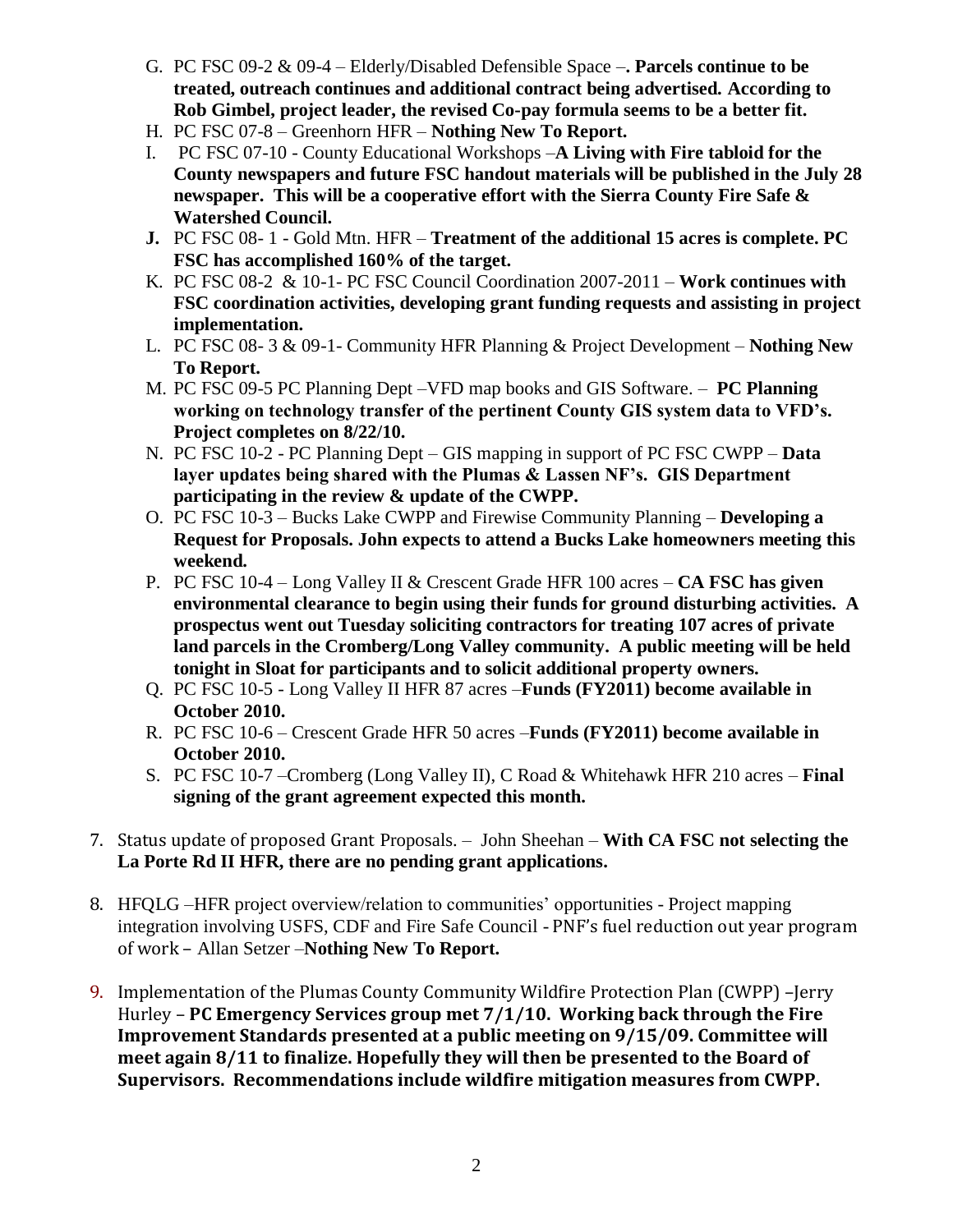G. PC FSC 09-2 & 09-4 – Elderly/Disabled Defensible Space –**. Parcels continue to be treated, outreach continues and additional contract being advertised. According to Rob Gimbel, project leader, the revised Co-pay formula seems to be a better fit.**

H. PC FSC 07-8 – Greenhorn HFR – **Nothing New To Report.**

I. PC FSC 07-10 - County Educational Workshops –**A Living with Fire tabloid for the County newspapers and future FSC handout materials will be published in the July 28 newspaper. This will be a cooperative effort with the Sierra County Fire Safe & Watershed Council.**

**J.** PC FSC 08- 1 - Gold Mtn. HFR – **Treatment of the additional 15 acres is complete. PC FSC has accomplished 160% of the target.**

K. PC FSC 08-2 & 10-1- PC FSC Council Coordination 2007-2011 – **Work continues with FSC coordination activities, developing grant funding requests and assisting in project implementation.**

L. PC FSC 08- 3 & 09-1- Community HFR Planning & Project Development – **Nothing New To Report.**

M. PC FSC 09-5 PC Planning Dept –VFD map books and GIS Software. – **PC Planning working on technology transfer of the pertinent County GIS system data to VFD's. Project completes on 8/22/10.**

N. PC FSC 10-2 - PC Planning Dept – GIS mapping in support of PC FSC CWPP – **Data layer updates being shared with the Plumas & Lassen NF's. GIS Department participating in the review & update of the CWPP.**

O. PC FSC 10-3 – Bucks Lake CWPP and Firewise Community Planning – **Developing a Request for Proposals. John expects to attend a Bucks Lake homeowners meeting this weekend.**

P. PC FSC 10-4 – Long Valley II & Crescent Grade HFR 100 acres – **CA FSC has given environmental clearance to begin using their funds for ground disturbing activities. A prospectus went out Tuesday soliciting contractors for treating 107 acres of private land parcels in the Cromberg/Long Valley community. A public meeting will be held tonight in Sloat for participants and to solicit additional property owners.**

Q. PC FSC 10-5 - Long Valley II HFR 87 acres –**Funds (FY2011) become available in October 2010.**

R. PC FSC 10-6 – Crescent Grade HFR 50 acres –**Funds (FY2011) become available in October 2010.**

S. PC FSC 10-7 –Cromberg (Long Valley II), C Road & Whitehawk HFR 210 acres – **Final signing of the grant agreement expected this month.**

7. Status update of proposed Grant Proposals. – John Sheehan – **With CA FSC not selecting the La Porte Rd II HFR, there are no pending grant applications.**

8. HFQLG –HFR project overview/relation to communities' opportunities - Project mapping integration involving USFS, CDF and Fire Safe Council - PNF's fuel reduction out year program of work – Allan Setzer –**Nothing New To Report.**

9. Implementation of the Plumas County Community Wildfire Protection Plan (CWPP) –Jerry Hurley – **PC Emergency Services group met 7/1/10. Working back through the Fire Improvement Standards presented at a public meeting on 9/15/09. Committee will meet again 8/11 to finalize. Hopefully they will then be presented to the Board of Supervisors. Recommendations include wildfire mitigation measures from CWPP.**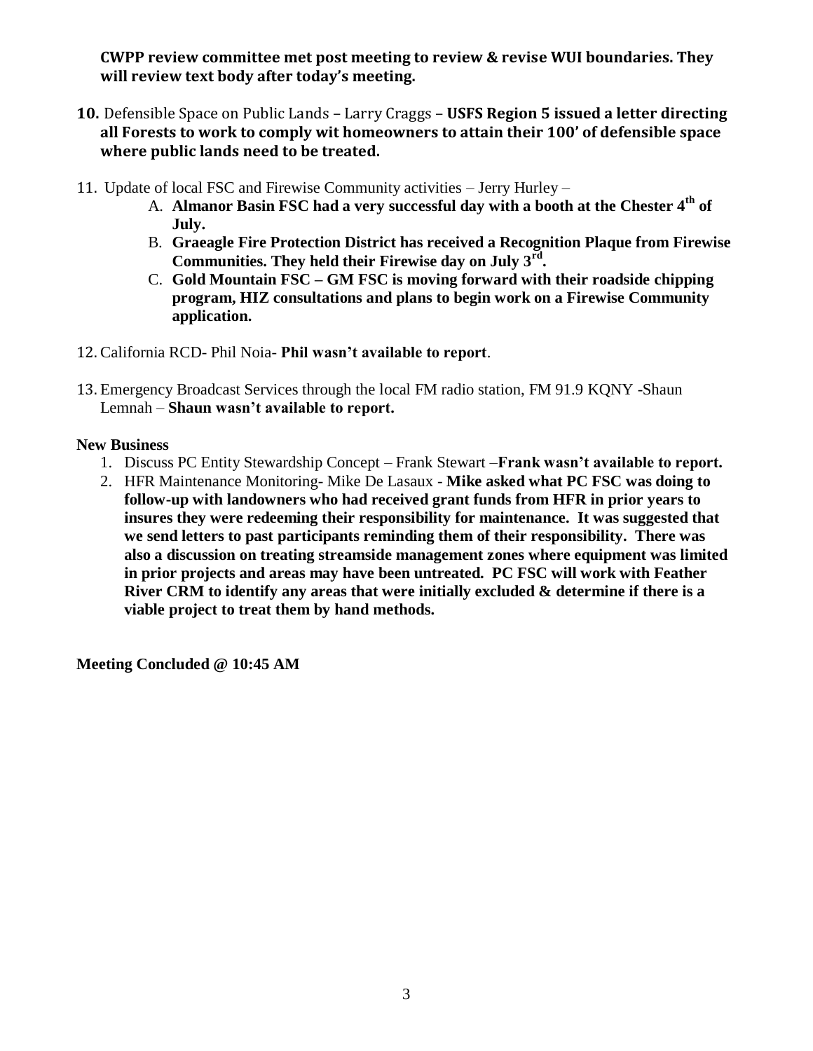**CWPP review committee met post meeting to review & revise WUI boundaries. They will review text body after today's meeting.**

10. Defensible Space on Public Lands – Larry Craggs – **USFS Region 5 issued a letter directing all Forests to work to comply wit homeowners to attain their 100' of defensible space where public lands need to be treated.**

11. Update of local FSC and Firewise Community activities – Jerry Hurley –
    A. **Almanor Basin FSC had a very successful day with a booth at the Chester 4th of July.**
    B. **Graeagle Fire Protection District has received a Recognition Plaque from Firewise Communities. They held their Firewise day on July 3rd.**
    C. **Gold Mountain FSC – GM FSC is moving forward with their roadside chipping program, HIZ consultations and plans to begin work on a Firewise Community application.**

12. California RCD- Phil Noia- **Phil wasn't available to report**.

13. Emergency Broadcast Services through the local FM radio station, FM 91.9 KQNY -Shaun Lemnah – **Shaun wasn't available to report.**

**New Business**

1. Discuss PC Entity Stewardship Concept – Frank Stewart –**Frank wasn't available to report.**
2. HFR Maintenance Monitoring- Mike De Lasaux - **Mike asked what PC FSC was doing to follow-up with landowners who had received grant funds from HFR in prior years to insures they were redeeming their responsibility for maintenance. It was suggested that we send letters to past participants reminding them of their responsibility. There was also a discussion on treating streamside management zones where equipment was limited in prior projects and areas may have been untreated. PC FSC will work with Feather River CRM to identify any areas that were initially excluded & determine if there is a viable project to treat them by hand methods.**

**Meeting Concluded @ 10:45 AM**